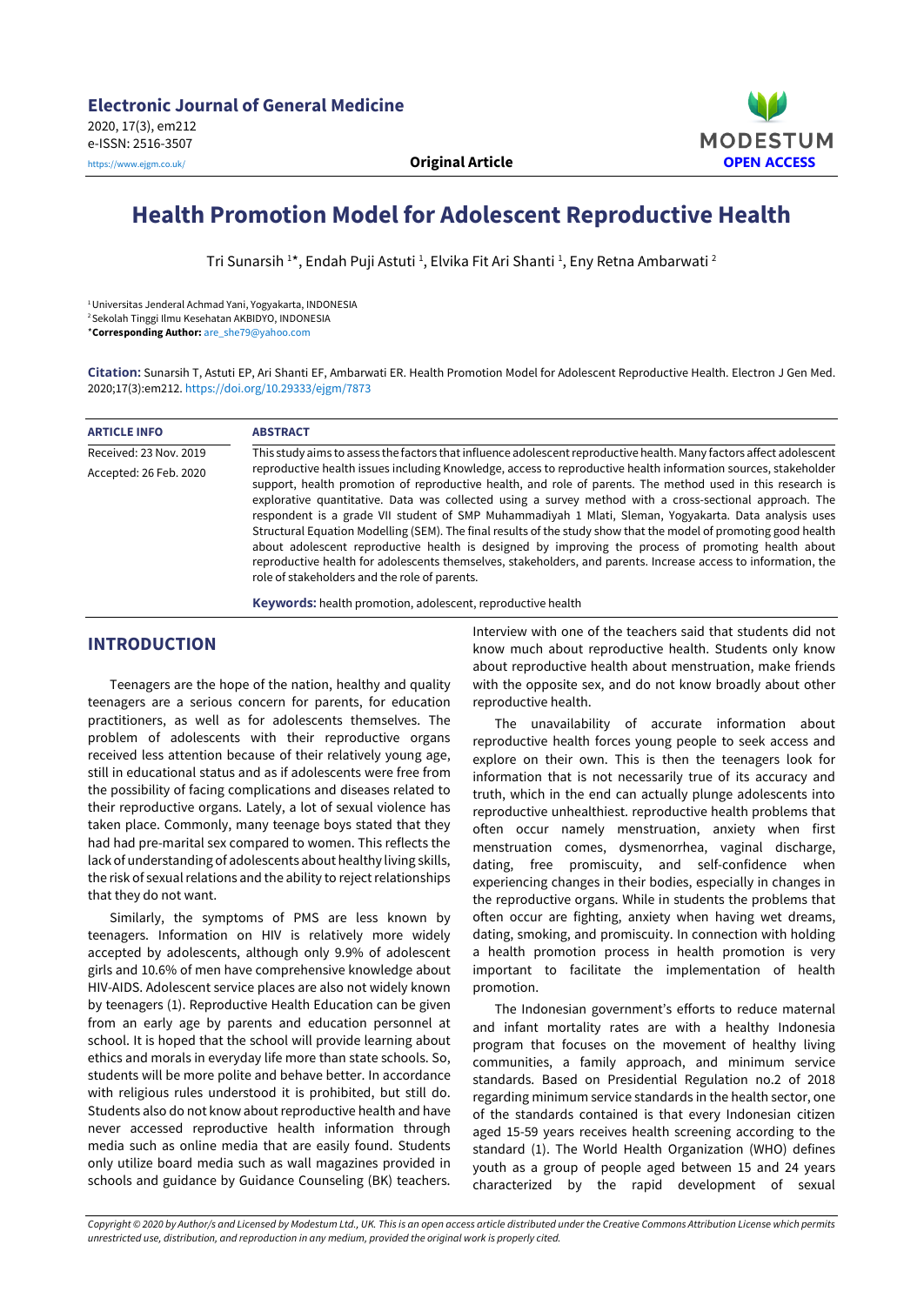# Health Promotion Model for Adolescent Reproductive Health

Tri Sunarsih [1]*, Endah Puji Astuti [1], Elvika Fit Ari Shanti [1], Eny Retna Ambarwati [2]

[1] Universitas Jenderal Achmad Yani, Yogyakarta, INDONESIA
[2] Sekolah Tinggi Ilmu Kesehatan AKBIDYO, INDONESIA
*Corresponding Author: are_she79@yahoo.com

**Citation:** Sunarsih T, Astuti EP, Ari Shanti EF, Ambarwati ER. Health Promotion Model for Adolescent Reproductive Health. Electron J Gen Med. 2020;17(3):em212. https://doi.org/10.29333/ejgm/7873

**ARTICLE INFO**

Received: 23 Nov. 2019
Accepted: 26 Feb. 2020

**ABSTRACT**

This study aims to assess the factors that influence adolescent reproductive health. Many factors affect adolescent reproductive health issues including Knowledge, access to reproductive health information sources, stakeholder support, health promotion of reproductive health, and role of parents. The method used in this research is explorative quantitative. Data was collected using a survey method with a cross-sectional approach. The respondent is a grade VII student of SMP Muhammadiyah 1 Mlati, Sleman, Yogyakarta. Data analysis uses Structural Equation Modelling (SEM). The final results of the study show that the model of promoting good health about adolescent reproductive health is designed by improving the process of promoting health about reproductive health for adolescents themselves, stakeholders, and parents. Increase access to information, the role of stakeholders and the role of parents.

**Keywords:** health promotion, adolescent, reproductive health

## INTRODUCTION

Teenagers are the hope of the nation, healthy and quality teenagers are a serious concern for parents, for education practitioners, as well as for adolescents themselves. The problem of adolescents with their reproductive organs received less attention because of their relatively young age, still in educational status and as if adolescents were free from the possibility of facing complications and diseases related to their reproductive organs. Lately, a lot of sexual violence has taken place. Commonly, many teenage boys stated that they had had pre-marital sex compared to women. This reflects the lack of understanding of adolescents about healthy living skills, the risk of sexual relations and the ability to reject relationships that they do not want.

Similarly, the symptoms of PMS are less known by teenagers. Information on HIV is relatively more widely accepted by adolescents, although only 9.9% of adolescent girls and 10.6% of men have comprehensive knowledge about HIV-AIDS. Adolescent service places are also not widely known by teenagers (1). Reproductive Health Education can be given from an early age by parents and education personnel at school. It is hoped that the school will provide learning about ethics and morals in everyday life more than state schools. So, students will be more polite and behave better. In accordance with religious rules understood it is prohibited, but still do. Students also do not know about reproductive health and have never accessed reproductive health information through media such as online media that are easily found. Students only utilize board media such as wall magazines provided in schools and guidance by Guidance Counseling (BK) teachers. Interview with one of the teachers said that students did not know much about reproductive health. Students only know about reproductive health about menstruation, make friends with the opposite sex, and do not know broadly about other reproductive health.

The unavailability of accurate information about reproductive health forces young people to seek access and explore on their own. This is then the teenagers look for information that is not necessarily true of its accuracy and truth, which in the end can actually plunge adolescents into reproductive unhealthiest. reproductive health problems that often occur namely menstruation, anxiety when first menstruation comes, dysmenorrhea, vaginal discharge, dating, free promiscuity, and self-confidence when experiencing changes in their bodies, especially in changes in the reproductive organs. While in students the problems that often occur are fighting, anxiety when having wet dreams, dating, smoking, and promiscuity. In connection with holding a health promotion process in health promotion is very important to facilitate the implementation of health promotion.

The Indonesian government's efforts to reduce maternal and infant mortality rates are with a healthy Indonesia program that focuses on the movement of healthy living communities, a family approach, and minimum service standards. Based on Presidential Regulation no.2 of 2018 regarding minimum service standards in the health sector, one of the standards contained is that every Indonesian citizen aged 15-59 years receives health screening according to the standard (1). The World Health Organization (WHO) defines youth as a group of people aged between 15 and 24 years characterized by the rapid development of sexual

*Copyright © 2020 by Author/s and Licensed by Modestum Ltd., UK. This is an open access article distributed under the Creative Commons Attribution License which permits unrestricted use, distribution, and reproduction in any medium, provided the original work is properly cited.*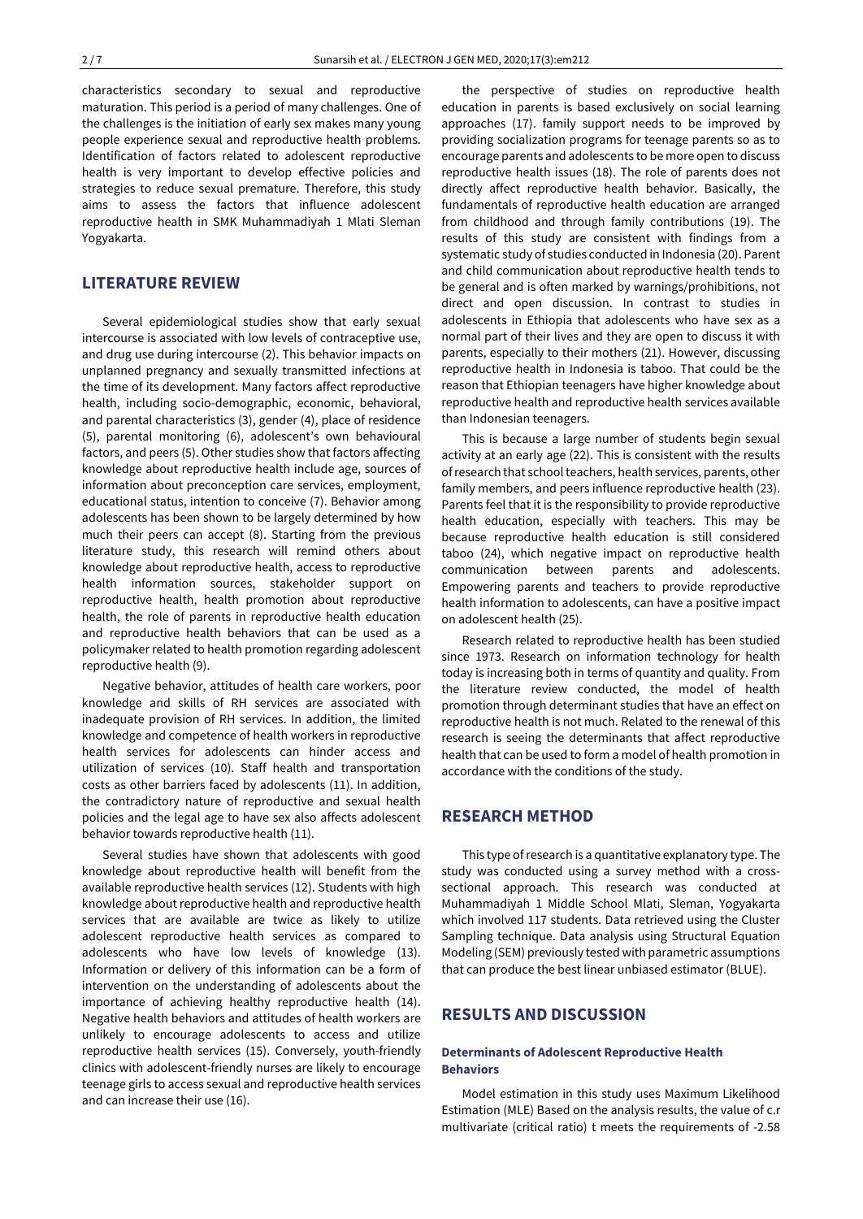characteristics secondary to sexual and reproductive maturation. This period is a period of many challenges. One of the challenges is the initiation of early sex makes many young people experience sexual and reproductive health problems. Identification of factors related to adolescent reproductive health is very important to develop effective policies and strategies to reduce sexual premature. Therefore, this study aims to assess the factors that influence adolescent reproductive health in SMK Muhammadiyah 1 Mlati Sleman Yogyakarta.

## LITERATURE REVIEW

Several epidemiological studies show that early sexual intercourse is associated with low levels of contraceptive use, and drug use during intercourse (2). This behavior impacts on unplanned pregnancy and sexually transmitted infections at the time of its development. Many factors affect reproductive health, including socio-demographic, economic, behavioral, and parental characteristics (3), gender (4), place of residence (5), parental monitoring (6), adolescent's own behavioural factors, and peers (5). Other studies show that factors affecting knowledge about reproductive health include age, sources of information about preconception care services, employment, educational status, intention to conceive (7). Behavior among adolescents has been shown to be largely determined by how much their peers can accept (8). Starting from the previous literature study, this research will remind others about knowledge about reproductive health, access to reproductive health information sources, stakeholder support on reproductive health, health promotion about reproductive health, the role of parents in reproductive health education and reproductive health behaviors that can be used as a policymaker related to health promotion regarding adolescent reproductive health (9).

Negative behavior, attitudes of health care workers, poor knowledge and skills of RH services are associated with inadequate provision of RH services. In addition, the limited knowledge and competence of health workers in reproductive health services for adolescents can hinder access and utilization of services (10). Staff health and transportation costs as other barriers faced by adolescents (11). In addition, the contradictory nature of reproductive and sexual health policies and the legal age to have sex also affects adolescent behavior towards reproductive health (11).

Several studies have shown that adolescents with good knowledge about reproductive health will benefit from the available reproductive health services (12). Students with high knowledge about reproductive health and reproductive health services that are available are twice as likely to utilize adolescent reproductive health services as compared to adolescents who have low levels of knowledge (13). Information or delivery of this information can be a form of intervention on the understanding of adolescents about the importance of achieving healthy reproductive health (14). Negative health behaviors and attitudes of health workers are unlikely to encourage adolescents to access and utilize reproductive health services (15). Conversely, youth-friendly clinics with adolescent-friendly nurses are likely to encourage teenage girls to access sexual and reproductive health services and can increase their use (16).

the perspective of studies on reproductive health education in parents is based exclusively on social learning approaches (17). family support needs to be improved by providing socialization programs for teenage parents so as to encourage parents and adolescents to be more open to discuss reproductive health issues (18). The role of parents does not directly affect reproductive health behavior. Basically, the fundamentals of reproductive health education are arranged from childhood and through family contributions (19). The results of this study are consistent with findings from a systematic study of studies conducted in Indonesia (20). Parent and child communication about reproductive health tends to be general and is often marked by warnings/prohibitions, not direct and open discussion. In contrast to studies in adolescents in Ethiopia that adolescents who have sex as a normal part of their lives and they are open to discuss it with parents, especially to their mothers (21). However, discussing reproductive health in Indonesia is taboo. That could be the reason that Ethiopian teenagers have higher knowledge about reproductive health and reproductive health services available than Indonesian teenagers.

This is because a large number of students begin sexual activity at an early age (22). This is consistent with the results of research that school teachers, health services, parents, other family members, and peers influence reproductive health (23). Parents feel that it is the responsibility to provide reproductive health education, especially with teachers. This may be because reproductive health education is still considered taboo (24), which negative impact on reproductive health communication between parents and adolescents. Empowering parents and teachers to provide reproductive health information to adolescents, can have a positive impact on adolescent health (25).

Research related to reproductive health has been studied since 1973. Research on information technology for health today is increasing both in terms of quantity and quality. From the literature review conducted, the model of health promotion through determinant studies that have an effect on reproductive health is not much. Related to the renewal of this research is seeing the determinants that affect reproductive health that can be used to form a model of health promotion in accordance with the conditions of the study.

## RESEARCH METHOD

This type of research is a quantitative explanatory type. The study was conducted using a survey method with a cross-sectional approach. This research was conducted at Muhammadiyah 1 Middle School Mlati, Sleman, Yogyakarta which involved 117 students. Data retrieved using the Cluster Sampling technique. Data analysis using Structural Equation Modeling (SEM) previously tested with parametric assumptions that can produce the best linear unbiased estimator (BLUE).

## RESULTS AND DISCUSSION

### Determinants of Adolescent Reproductive Health Behaviors

Model estimation in this study uses Maximum Likelihood Estimation (MLE) Based on the analysis results, the value of c.r multivariate (critical ratio) t meets the requirements of -2.58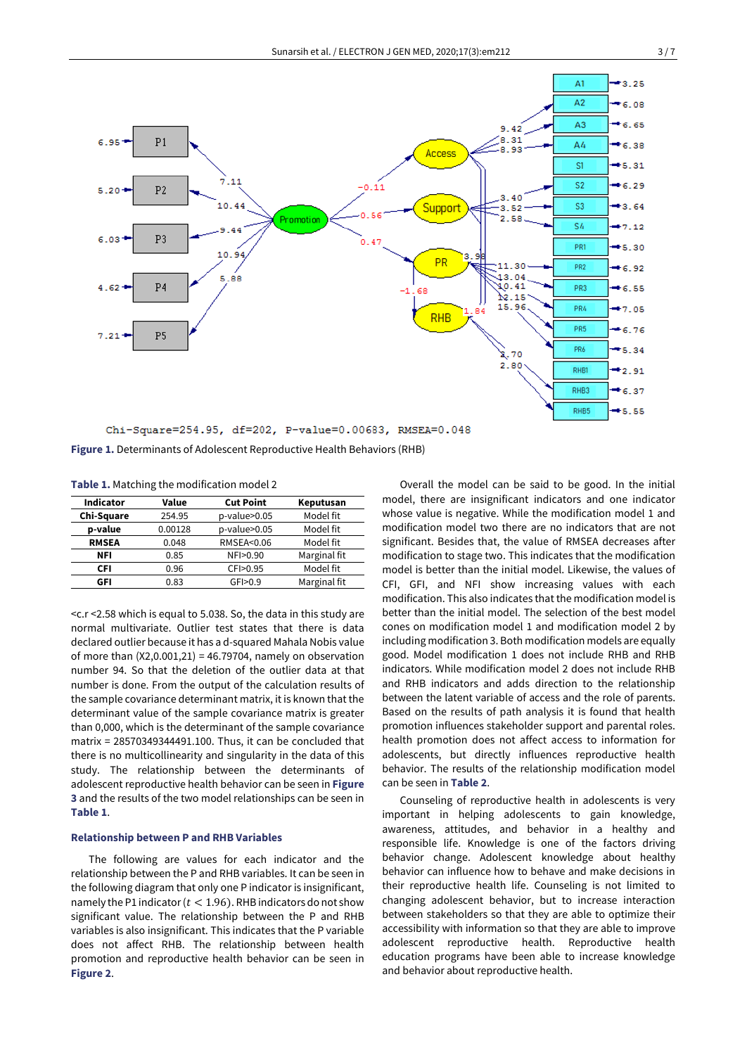Chi-Square=254.95, df=202, P-value=0.00683, RMSEA=0.048

**Figure 1.** Determinants of Adolescent Reproductive Health Behaviors (RHB)

**Table 1.** Matching the modification model 2

| Indicator | Value | Cut Point | Keputusan |
|---|---|---|---|
| **Chi-Square** | 254.95 | p-value>0.05 | Model fit |
| **p-value** | 0.00128 | p-value>0.05 | Model fit |
| **RMSEA** | 0.048 | RMSEA<0.06 | Model fit |
| **NFI** | 0.85 | NFI>0.90 | Marginal fit |
| **CFI** | 0.96 | CFI>0.95 | Model fit |
| **GFI** | 0.83 | GFI>0.9 | Marginal fit |

<c.r <2.58 which is equal to 5.038. So, the data in this study are normal multivariate. Outlier test states that there is data declared outlier because it has a d-squared Mahala Nobis value of more than (X2,0.001,21) = 46.79704, namely on observation number 94. So that the deletion of the outlier data at that number is done. From the output of the calculation results of the sample covariance determinant matrix, it is known that the determinant value of the sample covariance matrix is greater than 0,000, which is the determinant of the sample covariance matrix = 28570349344491.100. Thus, it can be concluded that there is no multicollinearity and singularity in the data of this study. The relationship between the determinants of adolescent reproductive health behavior can be seen in **Figure 3** and the results of the two model relationships can be seen in **Table 1**.

### Relationship between P and RHB Variables

The following are values for each indicator and the relationship between the P and RHB variables. It can be seen in the following diagram that only one P indicator is insignificant, namely the P1 indicator ($t < 1.96$). RHB indicators do not show significant value. The relationship between the P and RHB variables is also insignificant. This indicates that the P variable does not affect RHB. The relationship between health promotion and reproductive health behavior can be seen in **Figure 2**.

Overall the model can be said to be good. In the initial model, there are insignificant indicators and one indicator whose value is negative. While the modification model 1 and modification model two there are no indicators that are not significant. Besides that, the value of RMSEA decreases after modification to stage two. This indicates that the modification model is better than the initial model. Likewise, the values of CFI, GFI, and NFI show increasing values with each modification. This also indicates that the modification model is better than the initial model. The selection of the best model cones on modification model 1 and modification model 2 by including modification 3. Both modification models are equally good. Model modification 1 does not include RHB and RHB indicators. While modification model 2 does not include RHB and RHB indicators and adds direction to the relationship between the latent variable of access and the role of parents. Based on the results of path analysis it is found that health promotion influences stakeholder support and parental roles. health promotion does not affect access to information for adolescents, but directly influences reproductive health behavior. The results of the relationship modification model can be seen in **Table 2**.

Counseling of reproductive health in adolescents is very important in helping adolescents to gain knowledge, awareness, attitudes, and behavior in a healthy and responsible life. Knowledge is one of the factors driving behavior change. Adolescent knowledge about healthy behavior can influence how to behave and make decisions in their reproductive health life. Counseling is not limited to changing adolescent behavior, but to increase interaction between stakeholders so that they are able to optimize their accessibility with information so that they are able to improve adolescent reproductive health. Reproductive health education programs have been able to increase knowledge and behavior about reproductive health.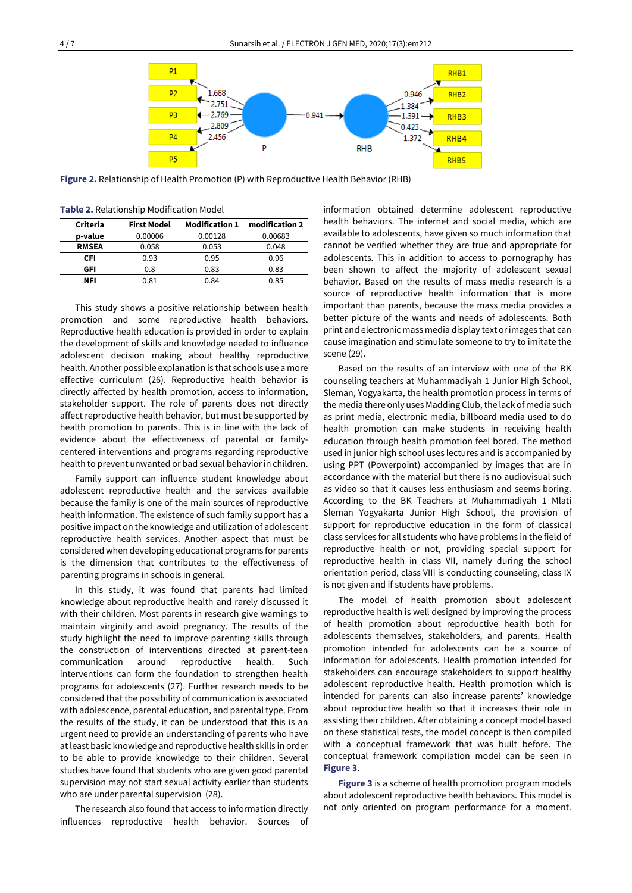**Figure 2.** Relationship of Health Promotion (P) with Reproductive Health Behavior (RHB)

**Table 2.** Relationship Modification Model

| Criteria | First Model | Modification 1 | modification 2 |
|---|---|---|---|
| p-value | 0.00006 | 0.00128 | 0.00683 |
| RMSEA | 0.058 | 0.053 | 0.048 |
| CFI | 0.93 | 0.95 | 0.96 |
| GFI | 0.8 | 0.83 | 0.83 |
| NFI | 0.81 | 0.84 | 0.85 |

This study shows a positive relationship between health promotion and some reproductive health behaviors. Reproductive health education is provided in order to explain the development of skills and knowledge needed to influence adolescent decision making about healthy reproductive health. Another possible explanation is that schools use a more effective curriculum (26). Reproductive health behavior is directly affected by health promotion, access to information, stakeholder support. The role of parents does not directly affect reproductive health behavior, but must be supported by health promotion to parents. This is in line with the lack of evidence about the effectiveness of parental or family-centered interventions and programs regarding reproductive health to prevent unwanted or bad sexual behavior in children.

Family support can influence student knowledge about adolescent reproductive health and the services available because the family is one of the main sources of reproductive health information. The existence of such family support has a positive impact on the knowledge and utilization of adolescent reproductive health services. Another aspect that must be considered when developing educational programs for parents is the dimension that contributes to the effectiveness of parenting programs in schools in general.

In this study, it was found that parents had limited knowledge about reproductive health and rarely discussed it with their children. Most parents in research give warnings to maintain virginity and avoid pregnancy. The results of the study highlight the need to improve parenting skills through the construction of interventions directed at parent-teen communication around reproductive health. Such interventions can form the foundation to strengthen health programs for adolescents (27). Further research needs to be considered that the possibility of communication is associated with adolescence, parental education, and parental type. From the results of the study, it can be understood that this is an urgent need to provide an understanding of parents who have at least basic knowledge and reproductive health skills in order to be able to provide knowledge to their children. Several studies have found that students who are given good parental supervision may not start sexual activity earlier than students who are under parental supervision (28).

The research also found that access to information directly influences reproductive health behavior. Sources of information obtained determine adolescent reproductive health behaviors. The internet and social media, which are available to adolescents, have given so much information that cannot be verified whether they are true and appropriate for adolescents. This in addition to access to pornography has been shown to affect the majority of adolescent sexual behavior. Based on the results of mass media research is a source of reproductive health information that is more important than parents, because the mass media provides a better picture of the wants and needs of adolescents. Both print and electronic mass media display text or images that can cause imagination and stimulate someone to try to imitate the scene (29).

Based on the results of an interview with one of the BK counseling teachers at Muhammadiyah 1 Junior High School, Sleman, Yogyakarta, the health promotion process in terms of the media there only uses Madding Club, the lack of media such as print media, electronic media, billboard media used to do health promotion can make students in receiving health education through health promotion feel bored. The method used in junior high school uses lectures and is accompanied by using PPT (Powerpoint) accompanied by images that are in accordance with the material but there is no audiovisual such as video so that it causes less enthusiasm and seems boring. According to the BK Teachers at Muhammadiyah 1 Mlati Sleman Yogyakarta Junior High School, the provision of support for reproductive education in the form of classical class services for all students who have problems in the field of reproductive health or not, providing special support for reproductive health in class VII, namely during the school orientation period, class VIII is conducting counseling, class IX is not given and if students have problems.

The model of health promotion about adolescent reproductive health is well designed by improving the process of health promotion about reproductive health both for adolescents themselves, stakeholders, and parents. Health promotion intended for adolescents can be a source of information for adolescents. Health promotion intended for stakeholders can encourage stakeholders to support healthy adolescent reproductive health. Health promotion which is intended for parents can also increase parents' knowledge about reproductive health so that it increases their role in assisting their children. After obtaining a concept model based on these statistical tests, the model concept is then compiled with a conceptual framework that was built before. The conceptual framework compilation model can be seen in **Figure 3**.

**Figure 3** is a scheme of health promotion program models about adolescent reproductive health behaviors. This model is not only oriented on program performance for a moment.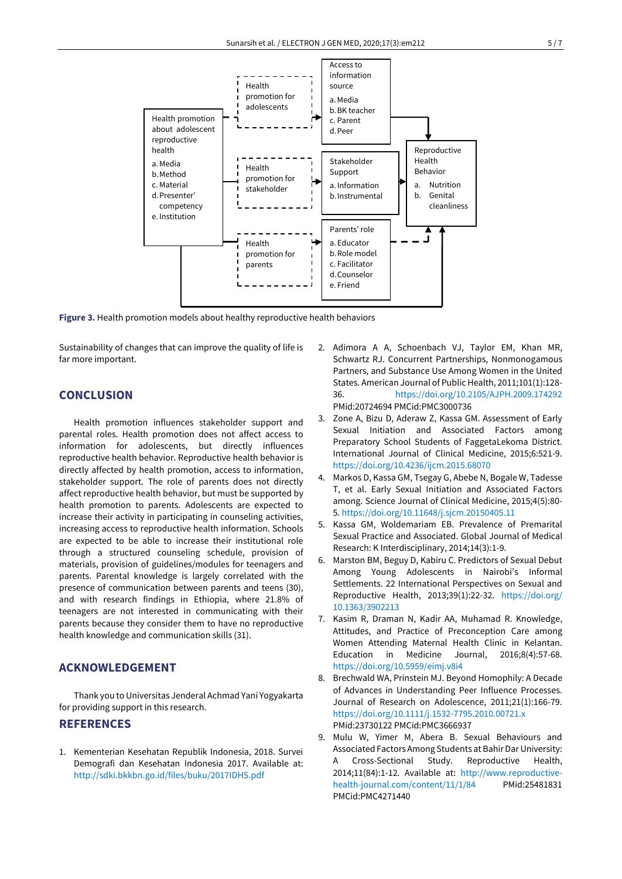**Figure 3.** Health promotion models about healthy reproductive health behaviors

Sustainability of changes that can improve the quality of life is far more important.

## CONCLUSION

Health promotion influences stakeholder support and parental roles. Health promotion does not affect access to information for adolescents, but directly influences reproductive health behavior. Reproductive health behavior is directly affected by health promotion, access to information, stakeholder support. The role of parents does not directly affect reproductive health behavior, but must be supported by health promotion to parents. Adolescents are expected to increase their activity in participating in counseling activities, increasing access to reproductive health information. Schools are expected to be able to increase their institutional role through a structured counseling schedule, provision of materials, provision of guidelines/modules for teenagers and parents. Parental knowledge is largely correlated with the presence of communication between parents and teens (30), and with research findings in Ethiopia, where 21.8% of teenagers are not interested in communicating with their parents because they consider them to have no reproductive health knowledge and communication skills (31).

## ACKNOWLEDGEMENT

Thank you to Universitas Jenderal Achmad Yani Yogyakarta for providing support in this research.

## REFERENCES

1. Kementerian Kesehatan Republik Indonesia, 2018. Survei Demografi dan Kesehatan Indonesia 2017. Available at: http://sdki.bkkbn.go.id/files/buku/2017IDHS.pdf
2. Adimora A A, Schoenbach VJ, Taylor EM, Khan MR, Schwartz RJ. Concurrent Partnerships, Nonmonogamous Partners, and Substance Use Among Women in the United States. American Journal of Public Health, 2011;101(1):128-36. https://doi.org/10.2105/AJPH.2009.174292 PMid:20724694 PMCid:PMC3000736
3. Zone A, Bizu D, Aderaw Z, Kassa GM. Assessment of Early Sexual Initiation and Associated Factors among Preparatory School Students of FaggetaLekoma District. International Journal of Clinical Medicine, 2015;6:521-9. https://doi.org/10.4236/ijcm.2015.68070
4. Markos D, Tsegay G, Abebe N, Bogale W, Tadesse T, et al. Early Sexual Initiation and Associated Factors among. Science Journal of Clinical Medicine, 2015;4(5):80-5. https://doi.org/10.11648/j.sjcm.20150405.11
5. Kassa GM, Woldemariam EB. Prevalence of Premarital Sexual Practice and Associated. Global Journal of Medical Research: K Interdisciplinary, 2014;14(3):1-9.
6. Marston BM, Beguy D, Kabiru C. Predictors of Sexual Debut Among Young Adolescents in Nairobi's Informal Settlements. 22 International Perspectives on Sexual and Reproductive Health, 2013;39(1):22-32. https://doi.org/10.1363/3902213
7. Kasim R, Draman N, Kadir AA, Muhamad R. Knowledge, Attitudes, and Practice of Preconception Care among Women Attending Maternal Health Clinic in Kelantan. Education in Medicine Journal, 2016;8(4):57-68. https://doi.org/10.5959/eimj.v8i4
8. Brechwald WA, Prinstein MJ. Beyond Homophily: A Decade of Advances in Understanding Peer Influence Processes. Journal of Research on Adolescence, 2011;21(1):166-79. https://doi.org/10.1111/j.1532-7795.2010.00721.x PMid:23730122 PMCid:PMC3666937
9. Mulu W, Yimer M, Abera B. Sexual Behaviours and Associated Factors Among Students at Bahir Dar University: A Cross-Sectional Study. Reproductive Health, 2014;11(84):1-12. Available at: http://www.reproductive-health-journal.com/content/11/1/84 PMid:25481831 PMCid:PMC4271440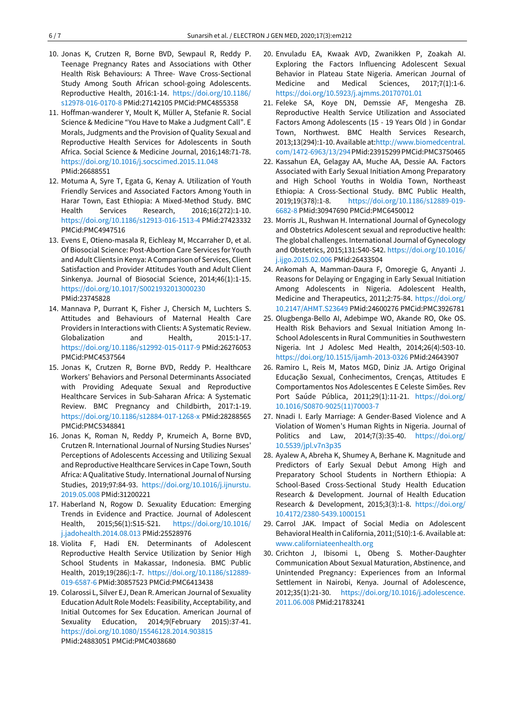10. Jonas K, Crutzen R, Borne BVD, Sewpaul R, Reddy P. Teenage Pregnancy Rates and Associations with Other Health Risk Behaviours: A Three- Wave Cross-Sectional Study Among South African school-going Adolescents. Reproductive Health, 2016:1-14. https://doi.org/10.1186/s12978-016-0170-8 PMid:27142105 PMCid:PMC4855358
11. Hoffman-wanderer Y, Moult K, Müller A, Stefanie R. Social Science & Medicine "You Have to Make a Judgment Call". E Morals, Judgments and the Provision of Quality Sexual and Reproductive Health Services for Adolescents in South Africa. Social Science & Medicine Journal, 2016;148:71-78. https://doi.org/10.1016/j.socscimed.2015.11.048 PMid:26688551
12. Motuma A, Syre T, Egata G, Kenay A. Utilization of Youth Friendly Services and Associated Factors Among Youth in Harar Town, East Ethiopia: A Mixed-Method Study. BMC Health Services Research, 2016;16(272):1-10. https://doi.org/10.1186/s12913-016-1513-4 PMid:27423332 PMCid:PMC4947516
13. Evens E, Otieno-masala R, Eichleay M, Mccarraher D, et al. Of Biosocial Science: Post-Abortion Care Services for Youth and Adult Clients in Kenya: A Comparison of Services, Client Satisfaction and Provider Attitudes Youth and Adult Client Sinkenya. Journal of Biosocial Science, 2014;46(1):1-15. https://doi.org/10.1017/S0021932013000230 PMid:23745828
14. Mannava P, Durrant K, Fisher J, Chersich M, Luchters S. Attitudes and Behaviours of Maternal Health Care Providers in Interactions with Clients: A Systematic Review. Globalization and Health, 2015:1-17. https://doi.org/10.1186/s12992-015-0117-9 PMid:26276053 PMCid:PMC4537564
15. Jonas K, Crutzen R, Borne BVD, Reddy P. Healthcare Workers' Behaviors and Personal Determinants Associated with Providing Adequate Sexual and Reproductive Healthcare Services in Sub-Saharan Africa: A Systematic Review. BMC Pregnancy and Childbirth, 2017:1-19. https://doi.org/10.1186/s12884-017-1268-x PMid:28288565 PMCid:PMC5348841
16. Jonas K, Roman N, Reddy P, Krumeich A, Borne BVD, Crutzen R. International Journal of Nursing Studies Nurses' Perceptions of Adolescents Accessing and Utilizing Sexual and Reproductive Healthcare Services in Cape Town, South Africa: A Qualitative Study. International Journal of Nursing Studies, 2019;97:84-93. https://doi.org/10.1016/j.ijnurstu.2019.05.008 PMid:31200221
17. Haberland N, Rogow D. Sexuality Education: Emerging Trends in Evidence and Practice. Journal of Adolescent Health, 2015;56(1):S15-S21. https://doi.org/10.1016/j.jadohealth.2014.08.013 PMid:25528976
18. Violita F, Hadi EN. Determinants of Adolescent Reproductive Health Service Utilization by Senior High School Students in Makassar, Indonesia. BMC Public Health, 2019;19(286):1-7. https://doi.org/10.1186/s12889-019-6587-6 PMid:30857523 PMCid:PMC6413438
19. Colarossi L, Silver EJ, Dean R. American Journal of Sexuality Education Adult Role Models: Feasibility, Acceptability, and Initial Outcomes for Sex Education. American Journal of Sexuality Education, 2014;9(February 2015):37-41. https://doi.org/10.1080/15546128.2014.903815 PMid:24883051 PMCid:PMC4038680
20. Envuladu EA, Kwaak AVD, Zwanikken P, Zoakah AI. Exploring the Factors Influencing Adolescent Sexual Behavior in Plateau State Nigeria. American Journal of Medicine and Medical Sciences, 2017;7(1):1-6. https://doi.org/10.5923/j.ajmms.20170701.01
21. Feleke SA, Koye DN, Demssie AF, Mengesha ZB. Reproductive Health Service Utilization and Associated Factors Among Adolescents (15 - 19 Years Old ) in Gondar Town, Northwest. BMC Health Services Research, 2013;13(294):1-10. Available at:http://www.biomedcentral.com/1472-6963/13/294 PMid:23915299 PMCid:PMC3750465
22. Kassahun EA, Gelagay AA, Muche AA, Dessie AA. Factors Associated with Early Sexual Initiation Among Preparatory and High School Youths in Woldia Town, Northeast Ethiopia: A Cross-Sectional Study. BMC Public Health, 2019;19(378):1-8. https://doi.org/10.1186/s12889-019-6682-8 PMid:30947690 PMCid:PMC6450012
23. Morris JL, Rushwan H. International Journal of Gynecology and Obstetrics Adolescent sexual and reproductive health: The global challenges. International Journal of Gynecology and Obstetrics, 2015;131:S40-S42. https://doi.org/10.1016/j.ijgo.2015.02.006 PMid:26433504
24. Ankomah A, Mamman-Daura F, Omoregie G, Anyanti J. Reasons for Delaying or Engaging in Early Sexual Initiation Among Adolescents in Nigeria. Adolescent Health, Medicine and Therapeutics, 2011;2:75-84. https://doi.org/10.2147/AHMT.S23649 PMid:24600276 PMCid:PMC3926781
25. Olugbenga-Bello AI, Adebimpe WO, Akande RO, Oke OS. Health Risk Behaviors and Sexual Initiation Among In-School Adolescents in Rural Communities in Southwestern Nigeria. Int J Adolesc Med Health, 2014;26(4):503-10. https://doi.org/10.1515/ijamh-2013-0326 PMid:24643907
26. Ramiro L, Reis M, Matos MGD, Diniz JA. Artigo Original Educação Sexual, Conhecimentos, Crenças, Attitudes E Comportamentos Nos Adolescentes E Celeste Simões. Rev Port Saúde Pública, 2011;29(1):11-21. https://doi.org/10.1016/S0870-9025(11)70003-7
27. Nnadi I. Early Marriage: A Gender-Based Violence and A Violation of Women's Human Rights in Nigeria. Journal of Politics and Law, 2014;7(3):35-40. https://doi.org/10.5539/jpl.v7n3p35
28. Ayalew A, Abreha K, Shumey A, Berhane K. Magnitude and Predictors of Early Sexual Debut Among High and Preparatory School Students in Northern Ethiopia: A School-Based Cross-Sectional Study Health Education Research & Development. Journal of Health Education Research & Development, 2015;3(3):1-8. https://doi.org/10.4172/2380-5439.1000151
29. Carrol JAK. Impact of Social Media on Adolescent Behavioral Health in California, 2011;(510):1-6. Available at: www.californiateenhealth.org
30. Crichton J, Ibisomi L, Obeng S. Mother-Daughter Communication About Sexual Maturation, Abstinence, and Unintended Pregnancy: Experiences from an Informal Settlement in Nairobi, Kenya. Journal of Adolescence, 2012;35(1):21-30. https://doi.org/10.1016/j.adolescence.2011.06.008 PMid:21783241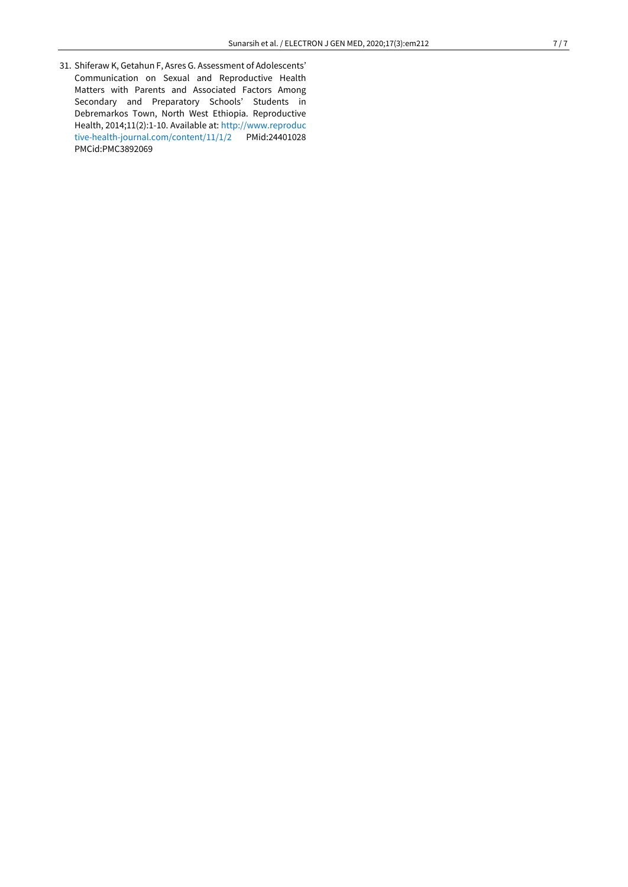31. Shiferaw K, Getahun F, Asres G. Assessment of Adolescents' Communication on Sexual and Reproductive Health Matters with Parents and Associated Factors Among Secondary and Preparatory Schools' Students in Debremarkos Town, North West Ethiopia. Reproductive Health, 2014;11(2):1-10. Available at: http://www.reproductive-health-journal.com/content/11/1/2 PMid:24401028 PMCid:PMC3892069